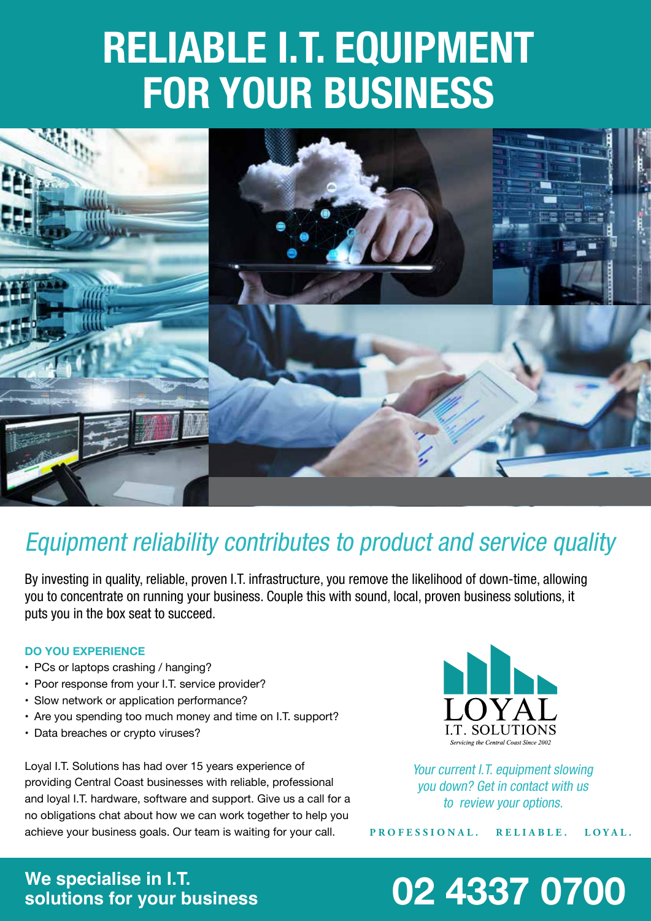# RELIABLE I.T. EQUIPMENT FOR YOUR BUSINESS

## *Equipment reliability contributes to product and service quality*

By investing in quality, reliable, proven I.T. infrastructure, you remove the likelihood of down-time, allowing you to concentrate on running your business. Couple this with sound, local, proven business solutions, it puts you in the box seat to succeed.

**DO YOU EXPERIENCE**

- PCs or laptops crashing / hanging?
- Poor response from your I.T. service provider?
- Slow network or application performance?
- Are you spending too much money and time on I.T. support?
- Data breaches or crypto viruses?

Loyal I.T. Solutions has had over 15 years experience of providing Central Coast businesses with reliable, professional and loyal I.T. hardware, software and support. Give us a call for a no obligations chat about how we can work together to help you achieve your business goals. Our team is waiting for your call.

LOYAL I.T. SOLUTIONS
*Servicing the Central Coast Since 2002*

*Your current I.T. equipment slowing you down? Get in contact with us to review your options.*

PROFESSIONAL. RELIABLE. LOYAL.

**We specialise in I.T. solutions for your business**

# 02 4337 0700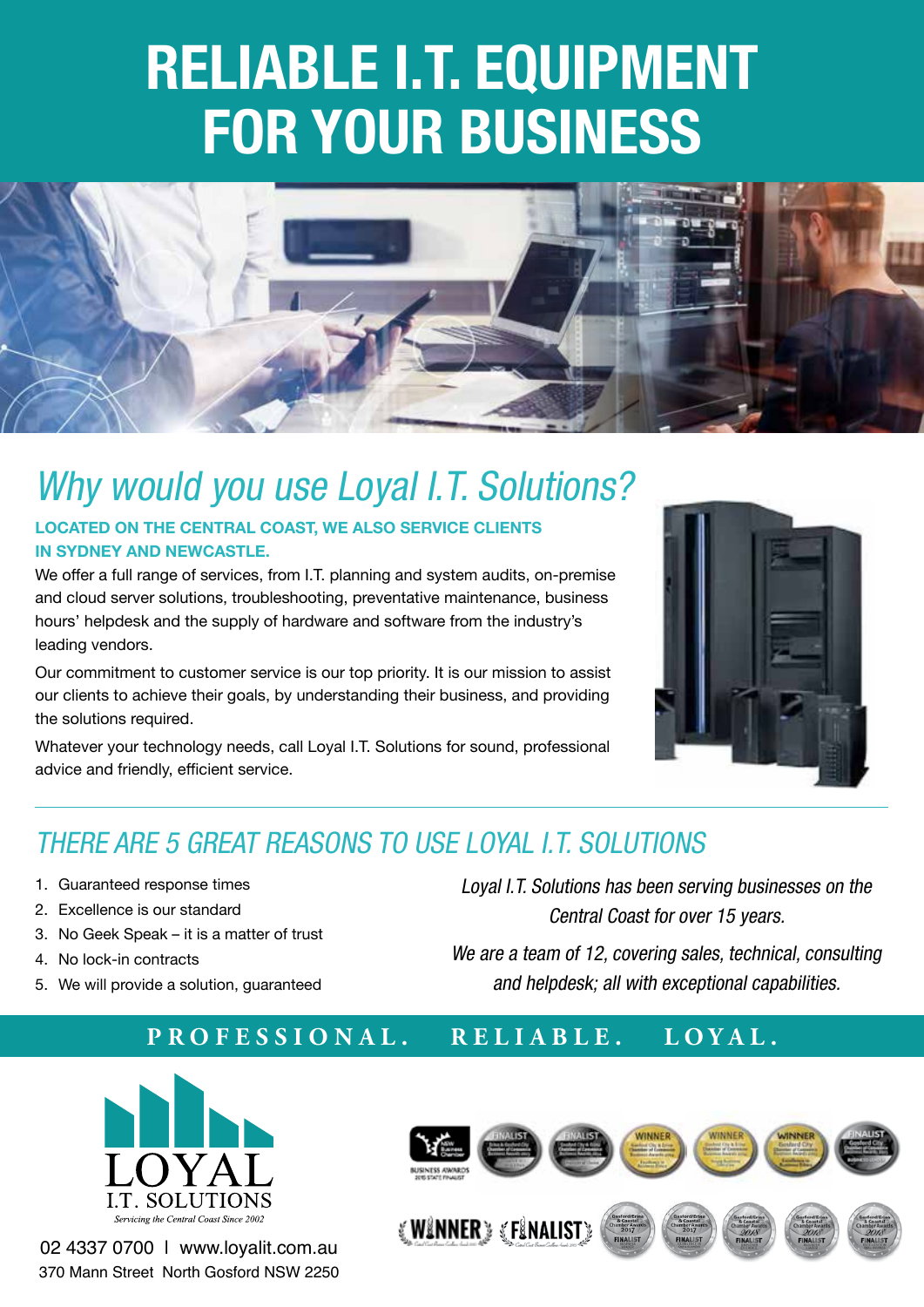# RELIABLE I.T. EQUIPMENT FOR YOUR BUSINESS

## *Why would you use Loyal I.T. Solutions?*

**LOCATED ON THE CENTRAL COAST, WE ALSO SERVICE CLIENTS IN SYDNEY AND NEWCASTLE.**

We offer a full range of services, from I.T. planning and system audits, on-premise and cloud server solutions, troubleshooting, preventative maintenance, business hours' helpdesk and the supply of hardware and software from the industry's leading vendors.

Our commitment to customer service is our top priority. It is our mission to assist our clients to achieve their goals, by understanding their business, and providing the solutions required.

Whatever your technology needs, call Loyal I.T. Solutions for sound, professional advice and friendly, efficient service.

## *THERE ARE 5 GREAT REASONS TO USE LOYAL I.T. SOLUTIONS*

1. Guaranteed response times
2. Excellence is our standard
3. No Geek Speak – it is a matter of trust
4. No lock-in contracts
5. We will provide a solution, guaranteed

*Loyal I.T. Solutions has been serving businesses on the Central Coast for over 15 years.*

*We are a team of 12, covering sales, technical, consulting and helpdesk; all with exceptional capabilities.*

**PROFESSIONAL. RELIABLE. LOYAL.**

LOYAL I.T. SOLUTIONS

*Servicing the Central Coast Since 2002*

02 4337 0700 | www.loyalit.com.au

370 Mann Street North Gosford NSW 2250

BUSINESS AWARDS 2015 STATE FINALIST

FINALIST FINALIST WINNER WINNER WINNER FINALIST

WINNER FINALIST